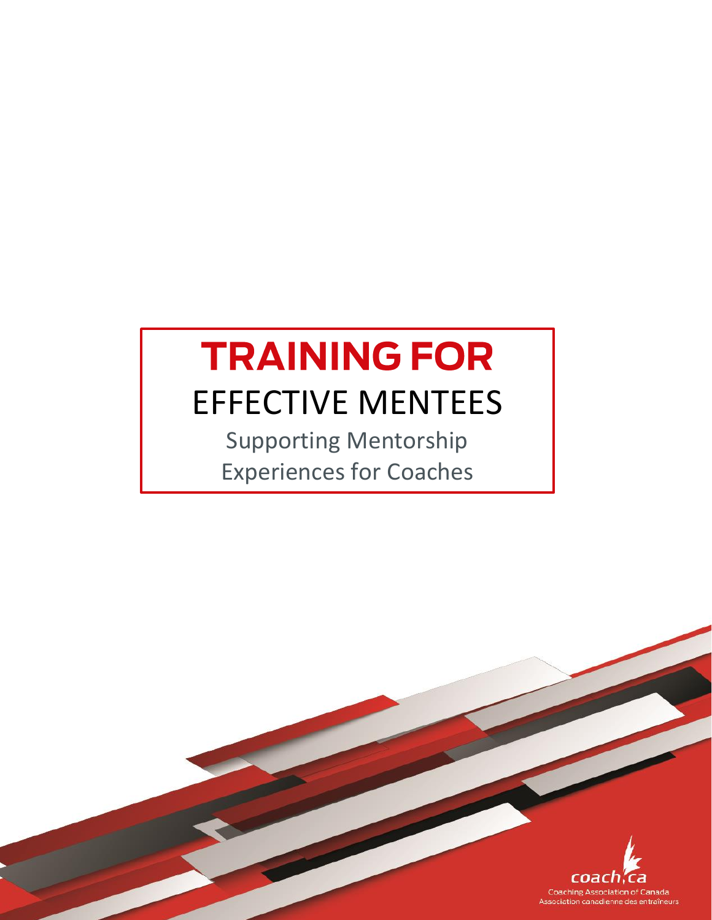# TRAINING FOR EFFECTIVE MENTEES

Supporting Mentorship Experiences for Coaches

coach.ca

Coaching Association of Canada
Association canadienne des entraîneurs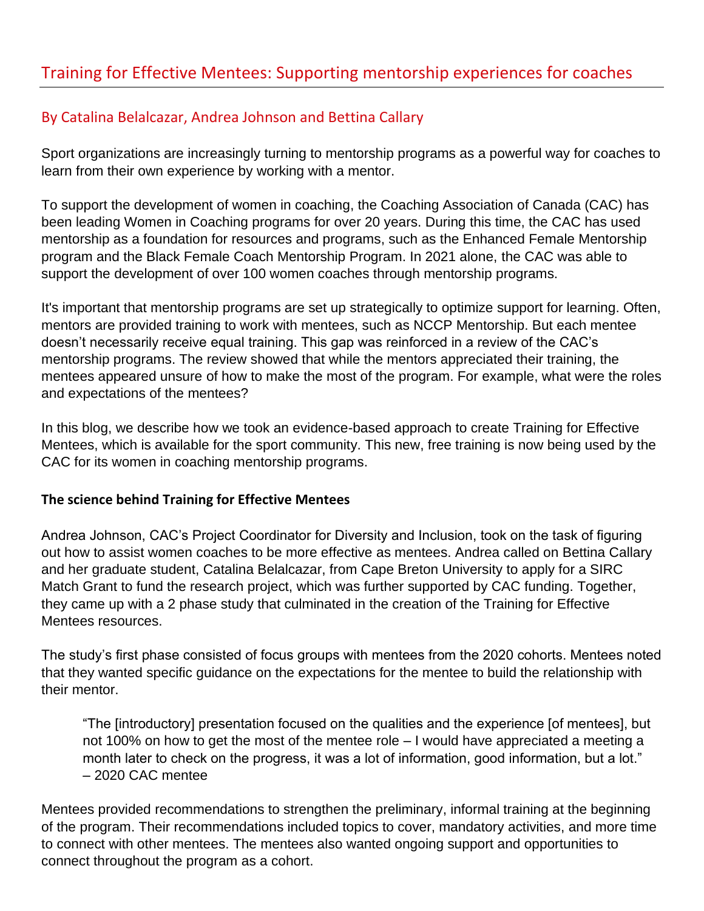## Training for Effective Mentees: Supporting mentorship experiences for coaches

### By Catalina Belalcazar, Andrea Johnson and Bettina Callary

Sport organizations are increasingly turning to mentorship programs as a powerful way for coaches to learn from their own experience by working with a mentor.

To support the development of women in coaching, the Coaching Association of Canada (CAC) has been leading Women in Coaching programs for over 20 years. During this time, the CAC has used mentorship as a foundation for resources and programs, such as the Enhanced Female Mentorship program and the Black Female Coach Mentorship Program. In 2021 alone, the CAC was able to support the development of over 100 women coaches through mentorship programs.

It's important that mentorship programs are set up strategically to optimize support for learning. Often, mentors are provided training to work with mentees, such as NCCP Mentorship. But each mentee doesn't necessarily receive equal training. This gap was reinforced in a review of the CAC's mentorship programs. The review showed that while the mentors appreciated their training, the mentees appeared unsure of how to make the most of the program. For example, what were the roles and expectations of the mentees?

In this blog, we describe how we took an evidence-based approach to create Training for Effective Mentees, which is available for the sport community. This new, free training is now being used by the CAC for its women in coaching mentorship programs.

**The science behind Training for Effective Mentees**

Andrea Johnson, CAC's Project Coordinator for Diversity and Inclusion, took on the task of figuring out how to assist women coaches to be more effective as mentees. Andrea called on Bettina Callary and her graduate student, Catalina Belalcazar, from Cape Breton University to apply for a SIRC Match Grant to fund the research project, which was further supported by CAC funding. Together, they came up with a 2 phase study that culminated in the creation of the Training for Effective Mentees resources.

The study's first phase consisted of focus groups with mentees from the 2020 cohorts. Mentees noted that they wanted specific guidance on the expectations for the mentee to build the relationship with their mentor.

> "The [introductory] presentation focused on the qualities and the experience [of mentees], but not 100% on how to get the most of the mentee role – I would have appreciated a meeting a month later to check on the progress, it was a lot of information, good information, but a lot."
> – 2020 CAC mentee

Mentees provided recommendations to strengthen the preliminary, informal training at the beginning of the program. Their recommendations included topics to cover, mandatory activities, and more time to connect with other mentees. The mentees also wanted ongoing support and opportunities to connect throughout the program as a cohort.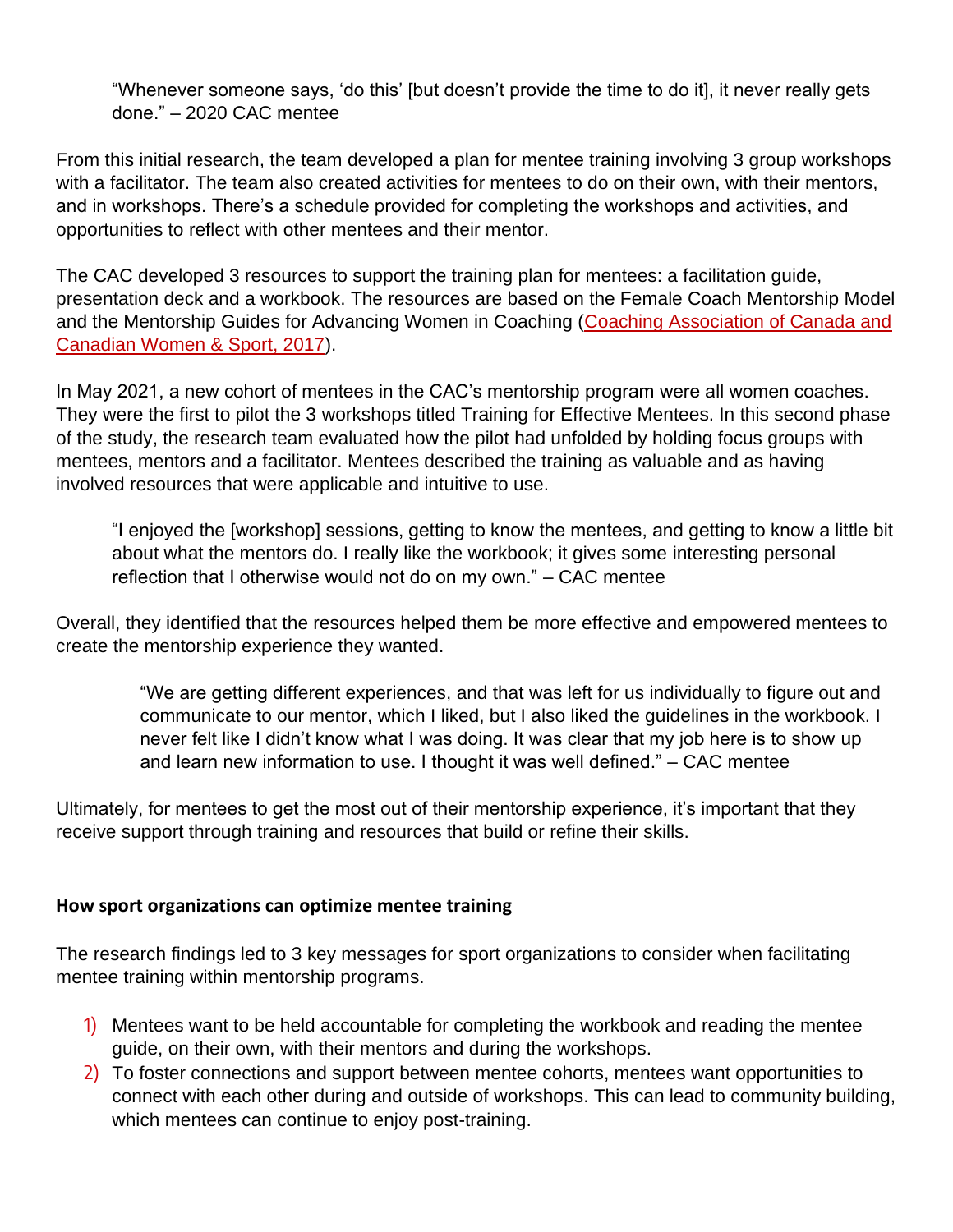> "Whenever someone says, 'do this' [but doesn't provide the time to do it], it never really gets done." – 2020 CAC mentee

From this initial research, the team developed a plan for mentee training involving 3 group workshops with a facilitator. The team also created activities for mentees to do on their own, with their mentors, and in workshops. There's a schedule provided for completing the workshops and activities, and opportunities to reflect with other mentees and their mentor.

The CAC developed 3 resources to support the training plan for mentees: a facilitation guide, presentation deck and a workbook. The resources are based on the Female Coach Mentorship Model and the Mentorship Guides for Advancing Women in Coaching (Coaching Association of Canada and Canadian Women & Sport, 2017).

In May 2021, a new cohort of mentees in the CAC's mentorship program were all women coaches. They were the first to pilot the 3 workshops titled Training for Effective Mentees. In this second phase of the study, the research team evaluated how the pilot had unfolded by holding focus groups with mentees, mentors and a facilitator. Mentees described the training as valuable and as having involved resources that were applicable and intuitive to use.

> "I enjoyed the [workshop] sessions, getting to know the mentees, and getting to know a little bit about what the mentors do. I really like the workbook; it gives some interesting personal reflection that I otherwise would not do on my own." – CAC mentee

Overall, they identified that the resources helped them be more effective and empowered mentees to create the mentorship experience they wanted.

> "We are getting different experiences, and that was left for us individually to figure out and communicate to our mentor, which I liked, but I also liked the guidelines in the workbook. I never felt like I didn't know what I was doing. It was clear that my job here is to show up and learn new information to use. I thought it was well defined." – CAC mentee

Ultimately, for mentees to get the most out of their mentorship experience, it's important that they receive support through training and resources that build or refine their skills.

### How sport organizations can optimize mentee training

The research findings led to 3 key messages for sport organizations to consider when facilitating mentee training within mentorship programs.

1) Mentees want to be held accountable for completing the workbook and reading the mentee guide, on their own, with their mentors and during the workshops.
2) To foster connections and support between mentee cohorts, mentees want opportunities to connect with each other during and outside of workshops. This can lead to community building, which mentees can continue to enjoy post-training.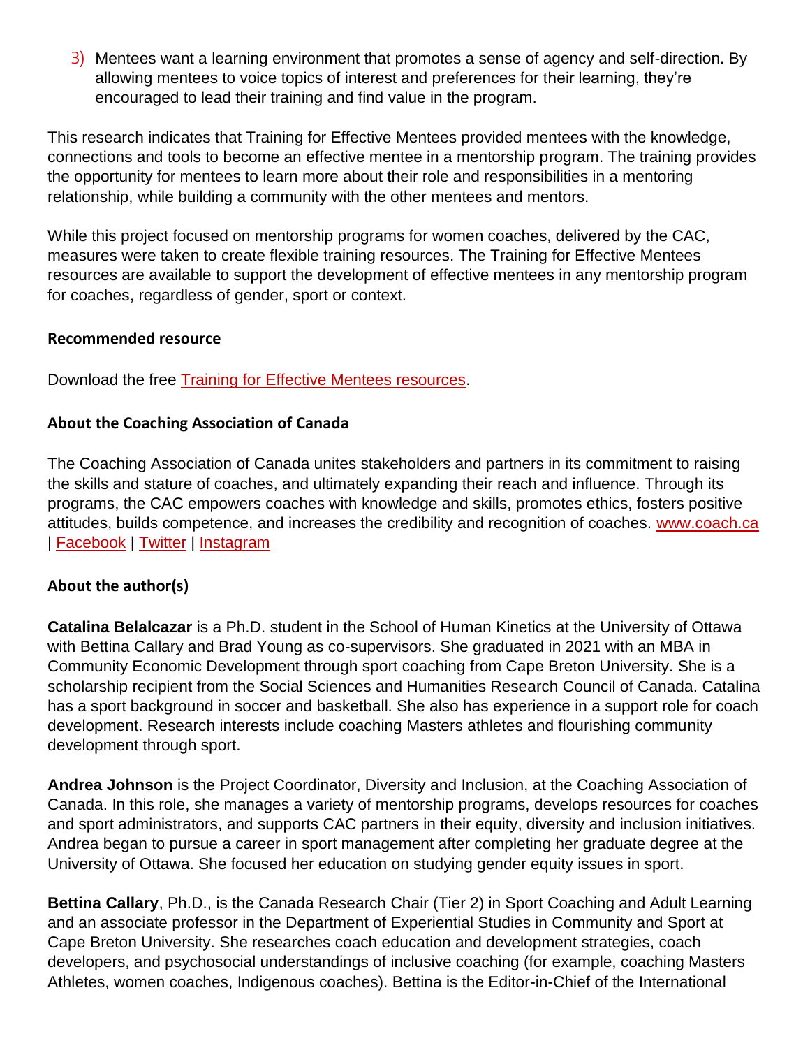3) Mentees want a learning environment that promotes a sense of agency and self-direction. By allowing mentees to voice topics of interest and preferences for their learning, they're encouraged to lead their training and find value in the program.

This research indicates that Training for Effective Mentees provided mentees with the knowledge, connections and tools to become an effective mentee in a mentorship program. The training provides the opportunity for mentees to learn more about their role and responsibilities in a mentoring relationship, while building a community with the other mentees and mentors.

While this project focused on mentorship programs for women coaches, delivered by the CAC, measures were taken to create flexible training resources. The Training for Effective Mentees resources are available to support the development of effective mentees in any mentorship program for coaches, regardless of gender, sport or context.

**Recommended resource**

Download the free Training for Effective Mentees resources.

**About the Coaching Association of Canada**

The Coaching Association of Canada unites stakeholders and partners in its commitment to raising the skills and stature of coaches, and ultimately expanding their reach and influence. Through its programs, the CAC empowers coaches with knowledge and skills, promotes ethics, fosters positive attitudes, builds competence, and increases the credibility and recognition of coaches. www.coach.ca | Facebook | Twitter | Instagram

**About the author(s)**

**Catalina Belalcazar** is a Ph.D. student in the School of Human Kinetics at the University of Ottawa with Bettina Callary and Brad Young as co-supervisors. She graduated in 2021 with an MBA in Community Economic Development through sport coaching from Cape Breton University. She is a scholarship recipient from the Social Sciences and Humanities Research Council of Canada. Catalina has a sport background in soccer and basketball. She also has experience in a support role for coach development. Research interests include coaching Masters athletes and flourishing community development through sport.

**Andrea Johnson** is the Project Coordinator, Diversity and Inclusion, at the Coaching Association of Canada. In this role, she manages a variety of mentorship programs, develops resources for coaches and sport administrators, and supports CAC partners in their equity, diversity and inclusion initiatives. Andrea began to pursue a career in sport management after completing her graduate degree at the University of Ottawa. She focused her education on studying gender equity issues in sport.

**Bettina Callary**, Ph.D., is the Canada Research Chair (Tier 2) in Sport Coaching and Adult Learning and an associate professor in the Department of Experiential Studies in Community and Sport at Cape Breton University. She researches coach education and development strategies, coach developers, and psychosocial understandings of inclusive coaching (for example, coaching Masters Athletes, women coaches, Indigenous coaches). Bettina is the Editor-in-Chief of the International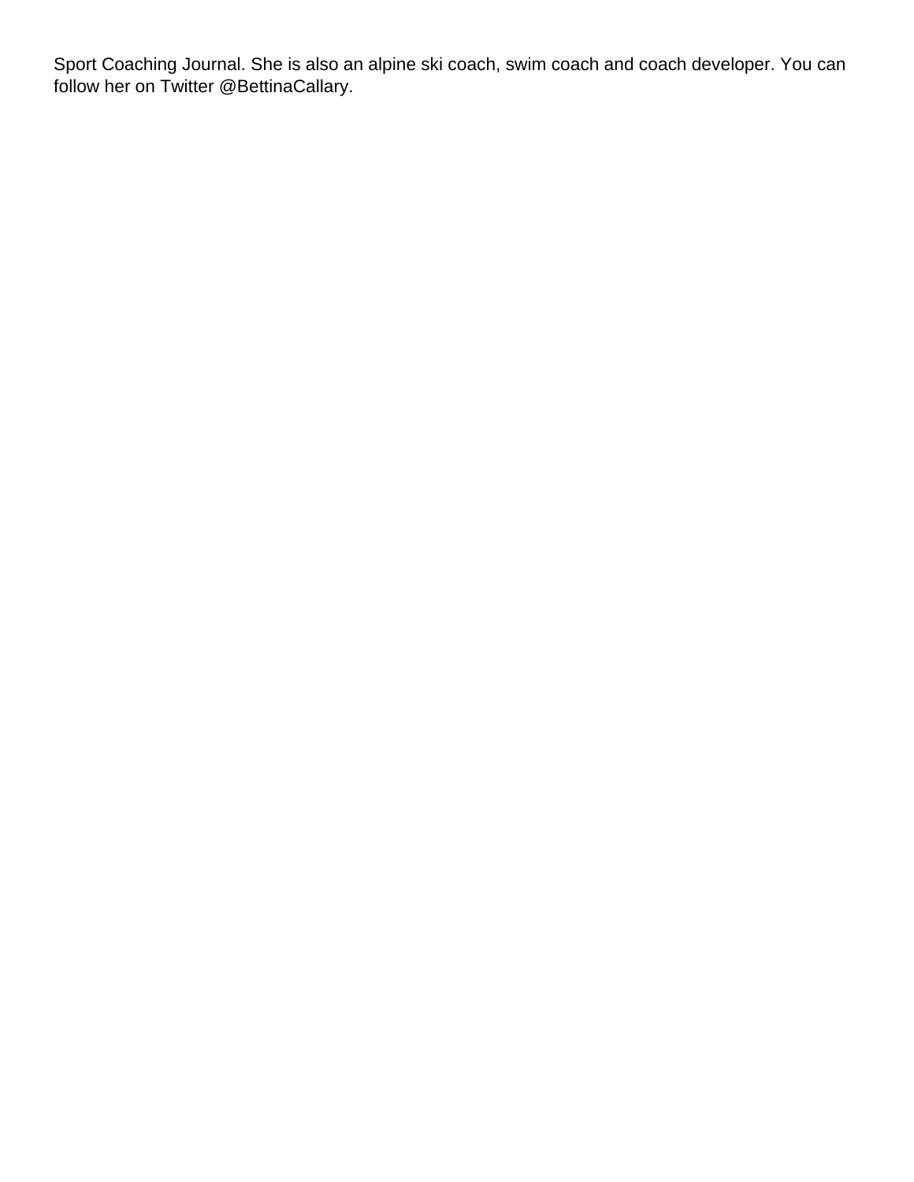Sport Coaching Journal. She is also an alpine ski coach, swim coach and coach developer. You can follow her on Twitter @BettinaCallary.